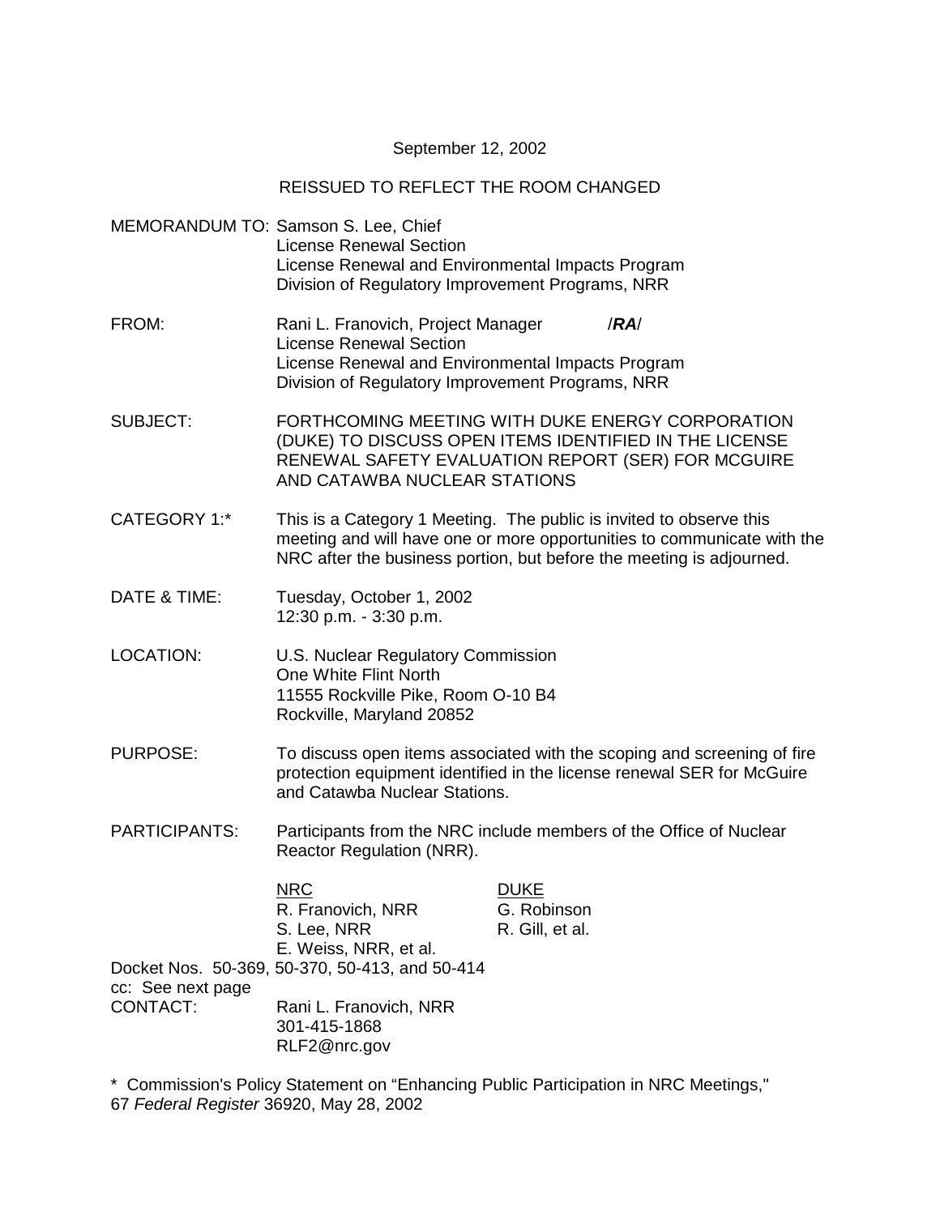September 12, 2002

REISSUED TO REFLECT THE ROOM CHANGED

MEMORANDUM TO: Samson S. Lee, Chief
License Renewal Section
License Renewal and Environmental Impacts Program
Division of Regulatory Improvement Programs, NRR

FROM: Rani L. Franovich, Project Manager /***RA***/
License Renewal Section
License Renewal and Environmental Impacts Program
Division of Regulatory Improvement Programs, NRR

SUBJECT: FORTHCOMING MEETING WITH DUKE ENERGY CORPORATION (DUKE) TO DISCUSS OPEN ITEMS IDENTIFIED IN THE LICENSE RENEWAL SAFETY EVALUATION REPORT (SER) FOR MCGUIRE AND CATAWBA NUCLEAR STATIONS

CATEGORY 1:* This is a Category 1 Meeting. The public is invited to observe this meeting and will have one or more opportunities to communicate with the NRC after the business portion, but before the meeting is adjourned.

DATE & TIME: Tuesday, October 1, 2002
12:30 p.m. - 3:30 p.m.

LOCATION: U.S. Nuclear Regulatory Commission
One White Flint North
11555 Rockville Pike, Room O-10 B4
Rockville, Maryland 20852

PURPOSE: To discuss open items associated with the scoping and screening of fire protection equipment identified in the license renewal SER for McGuire and Catawba Nuclear Stations.

PARTICIPANTS: Participants from the NRC include members of the Office of Nuclear Reactor Regulation (NRR).

| NRC | DUKE |
| --- | --- |
| R. Franovich, NRR | G. Robinson |
| S. Lee, NRR | R. Gill, et al. |
| E. Weiss, NRR, et al. | |

Docket Nos. 50-369, 50-370, 50-413, and 50-414

cc: See next page

CONTACT: Rani L. Franovich, NRR
301-415-1868
RLF2@nrc.gov

\* Commission's Policy Statement on "Enhancing Public Participation in NRC Meetings," 67 *Federal Register* 36920, May 28, 2002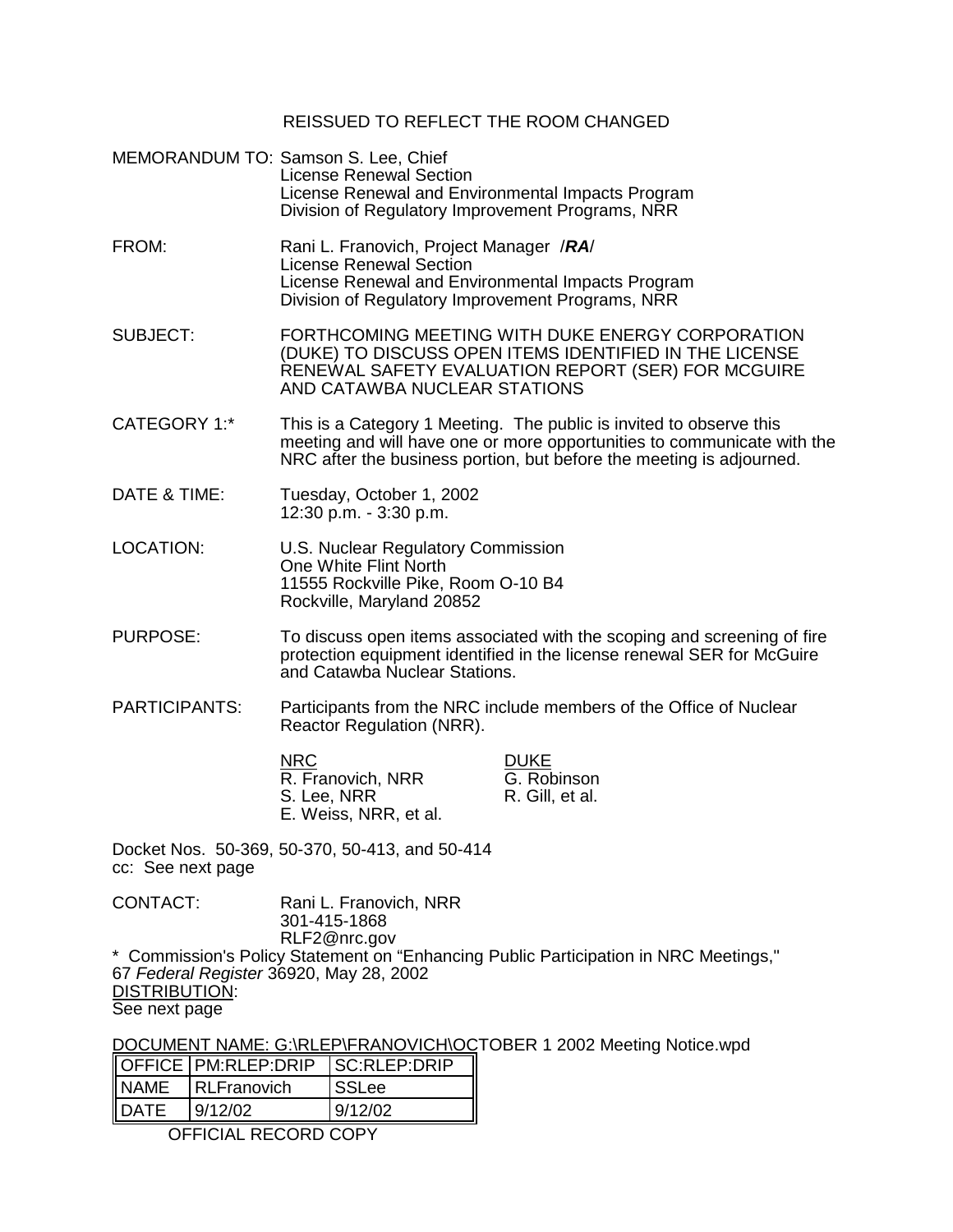REISSUED TO REFLECT THE ROOM CHANGED

MEMORANDUM TO: Samson S. Lee, Chief
License Renewal Section
License Renewal and Environmental Impacts Program
Division of Regulatory Improvement Programs, NRR

FROM: Rani L. Franovich, Project Manager /***RA***/
License Renewal Section
License Renewal and Environmental Impacts Program
Division of Regulatory Improvement Programs, NRR

SUBJECT: FORTHCOMING MEETING WITH DUKE ENERGY CORPORATION (DUKE) TO DISCUSS OPEN ITEMS IDENTIFIED IN THE LICENSE RENEWAL SAFETY EVALUATION REPORT (SER) FOR MCGUIRE AND CATAWBA NUCLEAR STATIONS

CATEGORY 1:* This is a Category 1 Meeting. The public is invited to observe this meeting and will have one or more opportunities to communicate with the NRC after the business portion, but before the meeting is adjourned.

DATE & TIME: Tuesday, October 1, 2002
12:30 p.m. - 3:30 p.m.

LOCATION: U.S. Nuclear Regulatory Commission
One White Flint North
11555 Rockville Pike, Room O-10 B4
Rockville, Maryland 20852

PURPOSE: To discuss open items associated with the scoping and screening of fire protection equipment identified in the license renewal SER for McGuire and Catawba Nuclear Stations.

PARTICIPANTS: Participants from the NRC include members of the Office of Nuclear Reactor Regulation (NRR).

| NRC | DUKE |
| --- | --- |
| R. Franovich, NRR | G. Robinson |
| S. Lee, NRR | R. Gill, et al. |
| E. Weiss, NRR, et al. | |

Docket Nos. 50-369, 50-370, 50-413, and 50-414
cc: See next page

CONTACT: Rani L. Franovich, NRR
301-415-1868
RLF2@nrc.gov

\* Commission's Policy Statement on "Enhancing Public Participation in NRC Meetings," 67 *Federal Register* 36920, May 28, 2002

DISTRIBUTION:
See next page

DOCUMENT NAME: G:\RLEP\FRANOVICH\OCTOBER 1 2002 Meeting Notice.wpd

| OFFICE | PM:RLEP:DRIP | SC:RLEP:DRIP |
| --- | --- | --- |
| NAME | RLFranovich | SSLee |
| DATE | 9/12/02 | 9/12/02 |

OFFICIAL RECORD COPY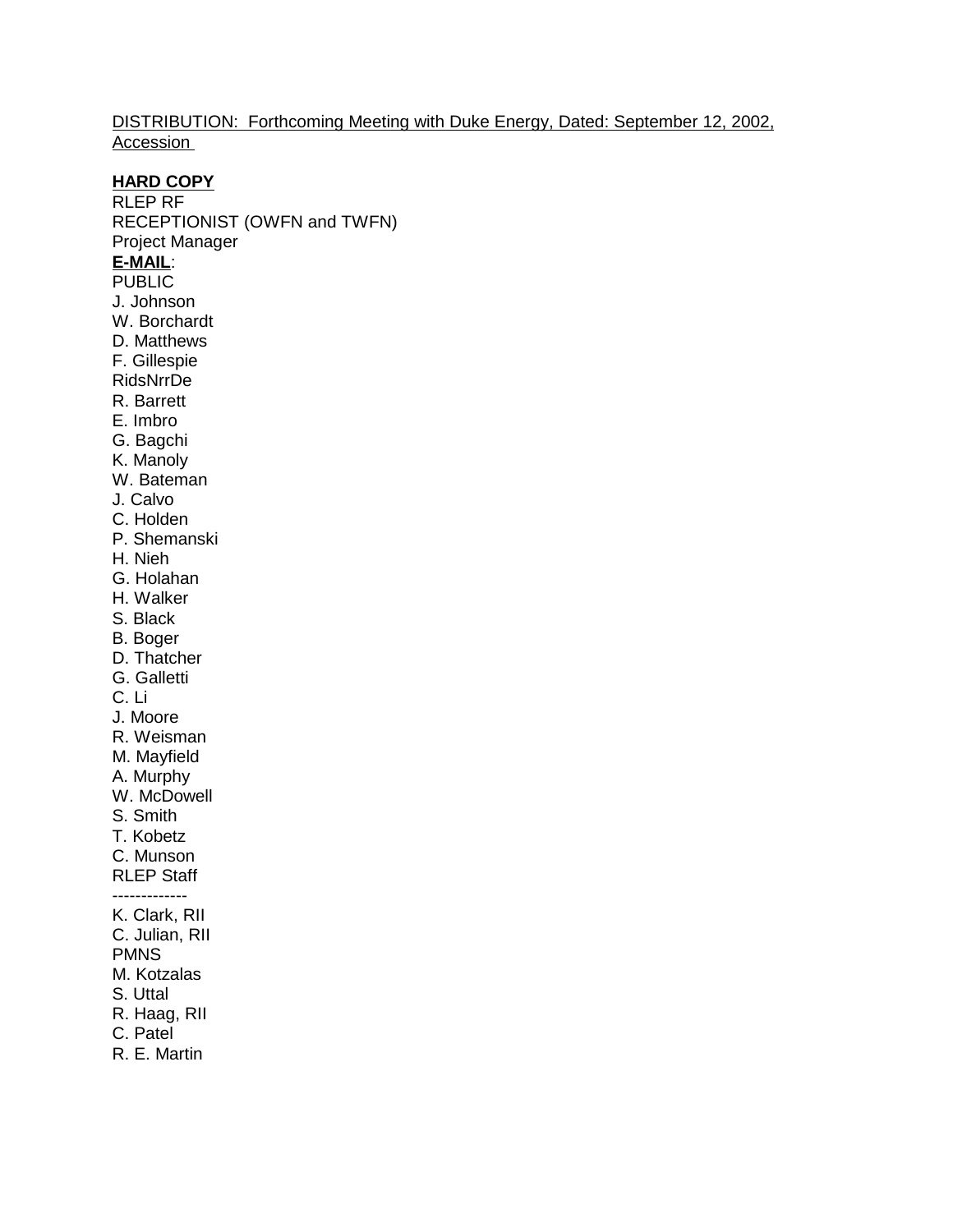DISTRIBUTION: Forthcoming Meeting with Duke Energy, Dated: September 12, 2002, Accession

**HARD COPY**

RLEP RF
RECEPTIONIST (OWFN and TWFN)
Project Manager

**E-MAIL**:

PUBLIC
J. Johnson
W. Borchardt
D. Matthews
F. Gillespie
RidsNrrDe
R. Barrett
E. Imbro
G. Bagchi
K. Manoly
W. Bateman
J. Calvo
C. Holden
P. Shemanski
H. Nieh
G. Holahan
H. Walker
S. Black
B. Boger
D. Thatcher
G. Galletti
C. Li
J. Moore
R. Weisman
M. Mayfield
A. Murphy
W. McDowell
S. Smith
T. Kobetz
C. Munson
RLEP Staff
-------------
K. Clark, RII
C. Julian, RII
PMNS
M. Kotzalas
S. Uttal
R. Haag, RII
C. Patel
R. E. Martin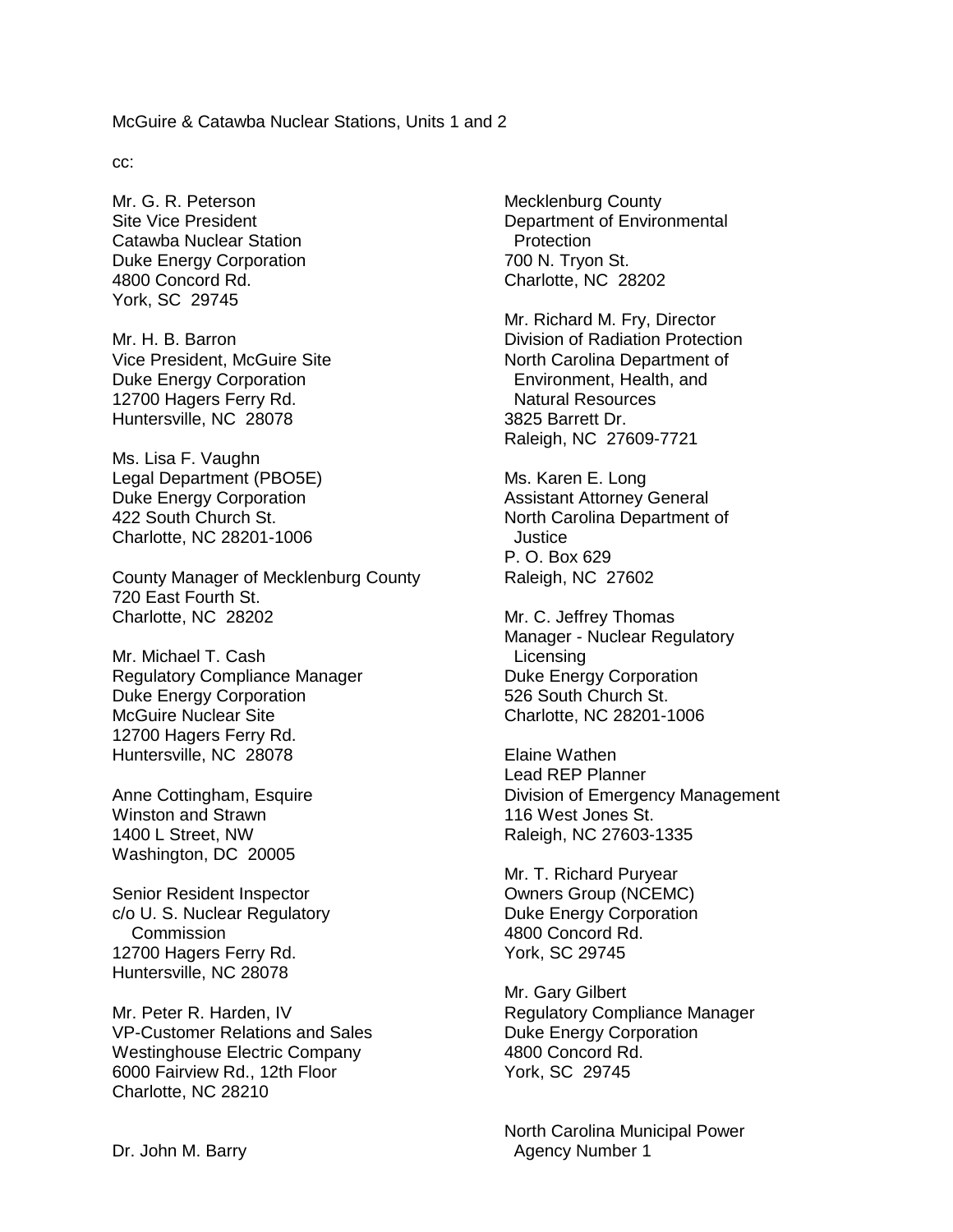McGuire & Catawba Nuclear Stations, Units 1 and 2

cc:

Mr. G. R. Peterson
Site Vice President
Catawba Nuclear Station
Duke Energy Corporation
4800 Concord Rd.
York, SC 29745

Mr. H. B. Barron
Vice President, McGuire Site
Duke Energy Corporation
12700 Hagers Ferry Rd.
Huntersville, NC 28078

Ms. Lisa F. Vaughn
Legal Department (PBO5E)
Duke Energy Corporation
422 South Church St.
Charlotte, NC 28201-1006

County Manager of Mecklenburg County
720 East Fourth St.
Charlotte, NC 28202

Mr. Michael T. Cash
Regulatory Compliance Manager
Duke Energy Corporation
McGuire Nuclear Site
12700 Hagers Ferry Rd.
Huntersville, NC 28078

Anne Cottingham, Esquire
Winston and Strawn
1400 L Street, NW
Washington, DC 20005

Senior Resident Inspector
c/o U. S. Nuclear Regulatory Commission
12700 Hagers Ferry Rd.
Huntersville, NC 28078

Mr. Peter R. Harden, IV
VP-Customer Relations and Sales
Westinghouse Electric Company
6000 Fairview Rd., 12th Floor
Charlotte, NC 28210

Dr. John M. Barry

Mecklenburg County
Department of Environmental Protection
700 N. Tryon St.
Charlotte, NC 28202

Mr. Richard M. Fry, Director
Division of Radiation Protection
North Carolina Department of Environment, Health, and Natural Resources
3825 Barrett Dr.
Raleigh, NC 27609-7721

Ms. Karen E. Long
Assistant Attorney General
North Carolina Department of Justice
P. O. Box 629
Raleigh, NC 27602

Mr. C. Jeffrey Thomas
Manager - Nuclear Regulatory Licensing
Duke Energy Corporation
526 South Church St.
Charlotte, NC 28201-1006

Elaine Wathen
Lead REP Planner
Division of Emergency Management
116 West Jones St.
Raleigh, NC 27603-1335

Mr. T. Richard Puryear
Owners Group (NCEMC)
Duke Energy Corporation
4800 Concord Rd.
York, SC 29745

Mr. Gary Gilbert
Regulatory Compliance Manager
Duke Energy Corporation
4800 Concord Rd.
York, SC 29745

North Carolina Municipal Power Agency Number 1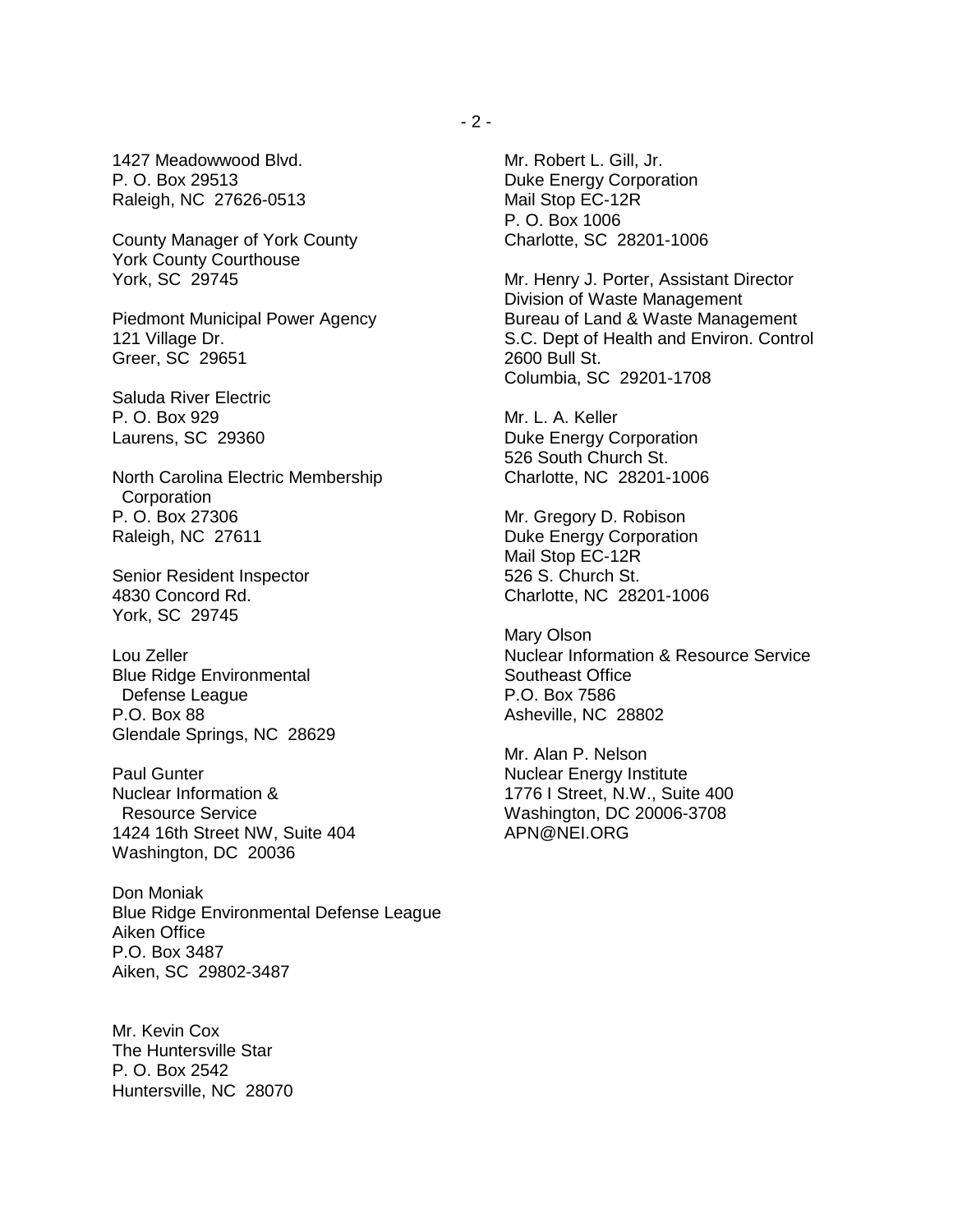1427 Meadowwood Blvd.
P. O. Box 29513
Raleigh, NC 27626-0513

County Manager of York County
York County Courthouse
York, SC 29745

Piedmont Municipal Power Agency
121 Village Dr.
Greer, SC 29651

Saluda River Electric
P. O. Box 929
Laurens, SC 29360

North Carolina Electric Membership
Corporation
P. O. Box 27306
Raleigh, NC 27611

Senior Resident Inspector
4830 Concord Rd.
York, SC 29745

Lou Zeller
Blue Ridge Environmental
Defense League
P.O. Box 88
Glendale Springs, NC 28629

Paul Gunter
Nuclear Information &
Resource Service
1424 16th Street NW, Suite 404
Washington, DC 20036

Don Moniak
Blue Ridge Environmental Defense League
Aiken Office
P.O. Box 3487
Aiken, SC 29802-3487

Mr. Kevin Cox
The Huntersville Star
P. O. Box 2542
Huntersville, NC 28070

Mr. Robert L. Gill, Jr.
Duke Energy Corporation
Mail Stop EC-12R
P. O. Box 1006
Charlotte, SC 28201-1006

Mr. Henry J. Porter, Assistant Director
Division of Waste Management
Bureau of Land & Waste Management
S.C. Dept of Health and Environ. Control
2600 Bull St.
Columbia, SC 29201-1708

Mr. L. A. Keller
Duke Energy Corporation
526 South Church St.
Charlotte, NC 28201-1006

Mr. Gregory D. Robison
Duke Energy Corporation
Mail Stop EC-12R
526 S. Church St.
Charlotte, NC 28201-1006

Mary Olson
Nuclear Information & Resource Service
Southeast Office
P.O. Box 7586
Asheville, NC 28802

Mr. Alan P. Nelson
Nuclear Energy Institute
1776 I Street, N.W., Suite 400
Washington, DC 20006-3708
APN@NEI.ORG